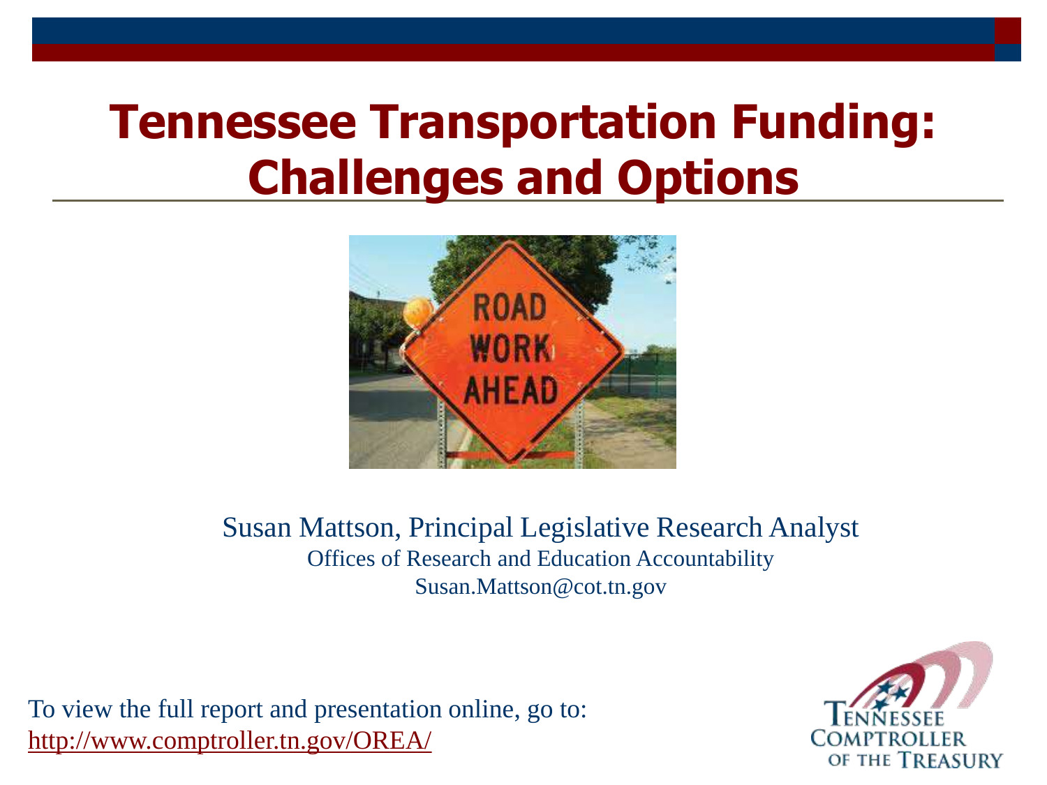# Tennessee Transportation Funding: Challenges and Options

Susan Mattson, Principal Legislative Research Analyst

Offices of Research and Education Accountability

Susan.Mattson@cot.tn.gov

To view the full report and presentation online, go to:
http://www.comptroller.tn.gov/OREA/

Tennessee Comptroller of the Treasury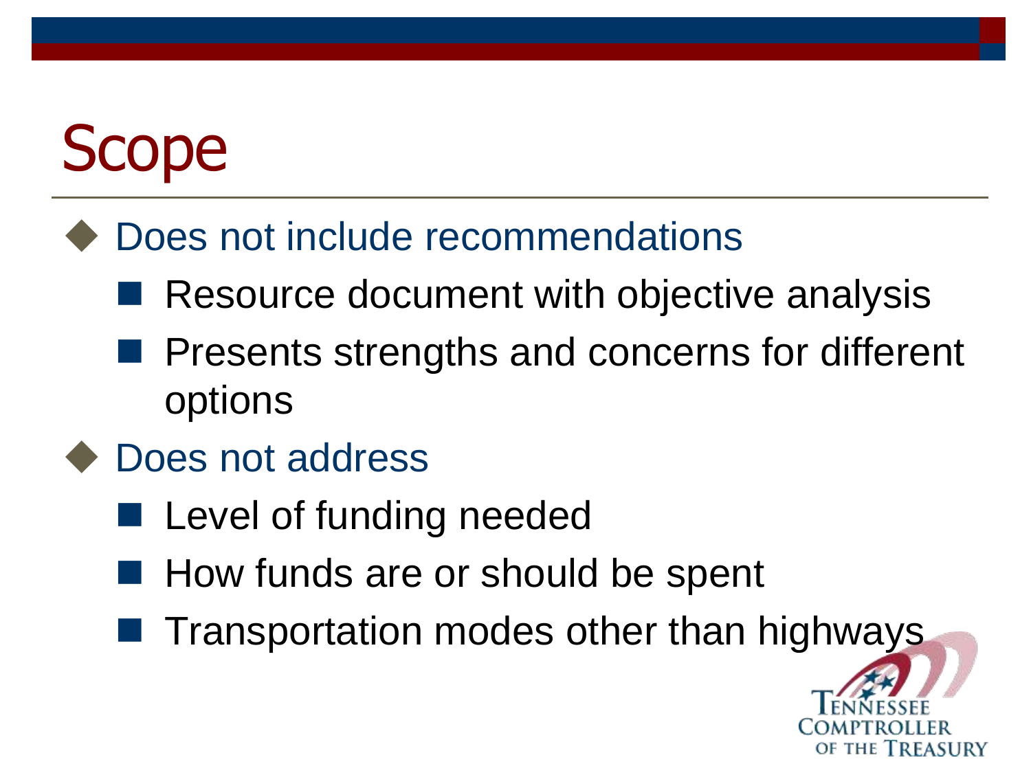# Scope

- Does not include recommendations
  - Resource document with objective analysis
  - Presents strengths and concerns for different options
- Does not address
  - Level of funding needed
  - How funds are or should be spent
  - Transportation modes other than highways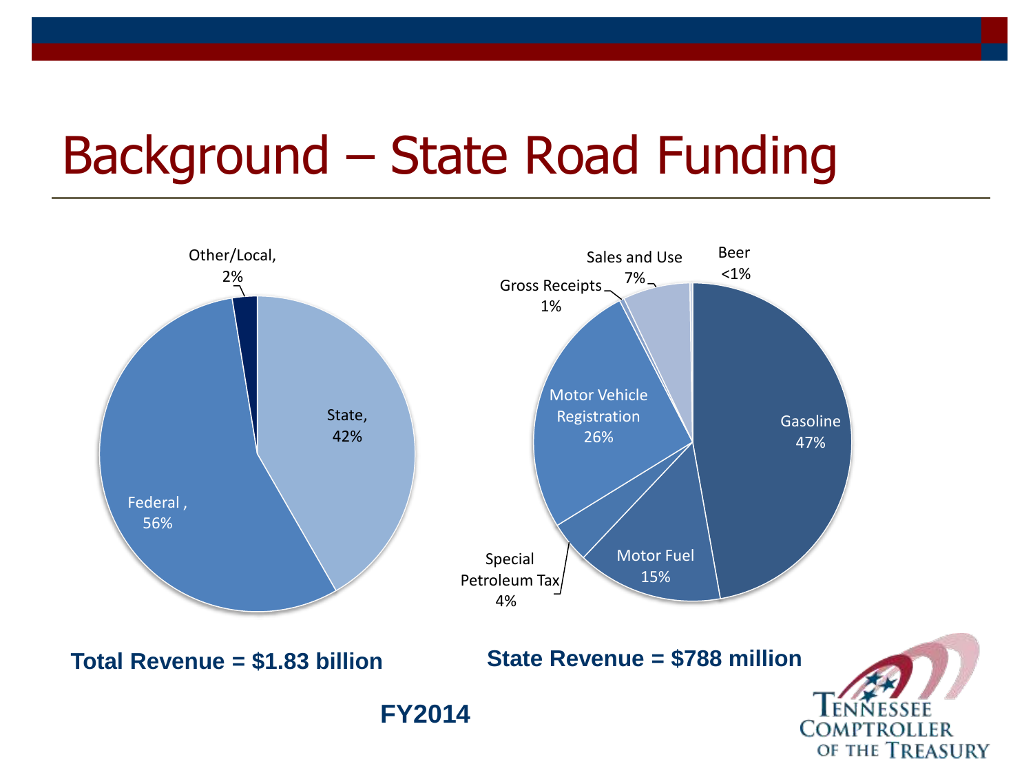# Background – State Road Funding

| Source | Share |
| --- | --- |
| Federal | 56% |
| State | 42% |
| Other/Local | 2% |

**Total Revenue = $1.83 billion**

| Source | Share |
| --- | --- |
| Gasoline | 47% |
| Motor Vehicle Registration | 26% |
| Motor Fuel | 15% |
| Sales and Use | 7% |
| Special Petroleum Tax | 4% |
| Gross Receipts | 1% |
| Beer | <1% |

**State Revenue = $788 million**

**FY2014**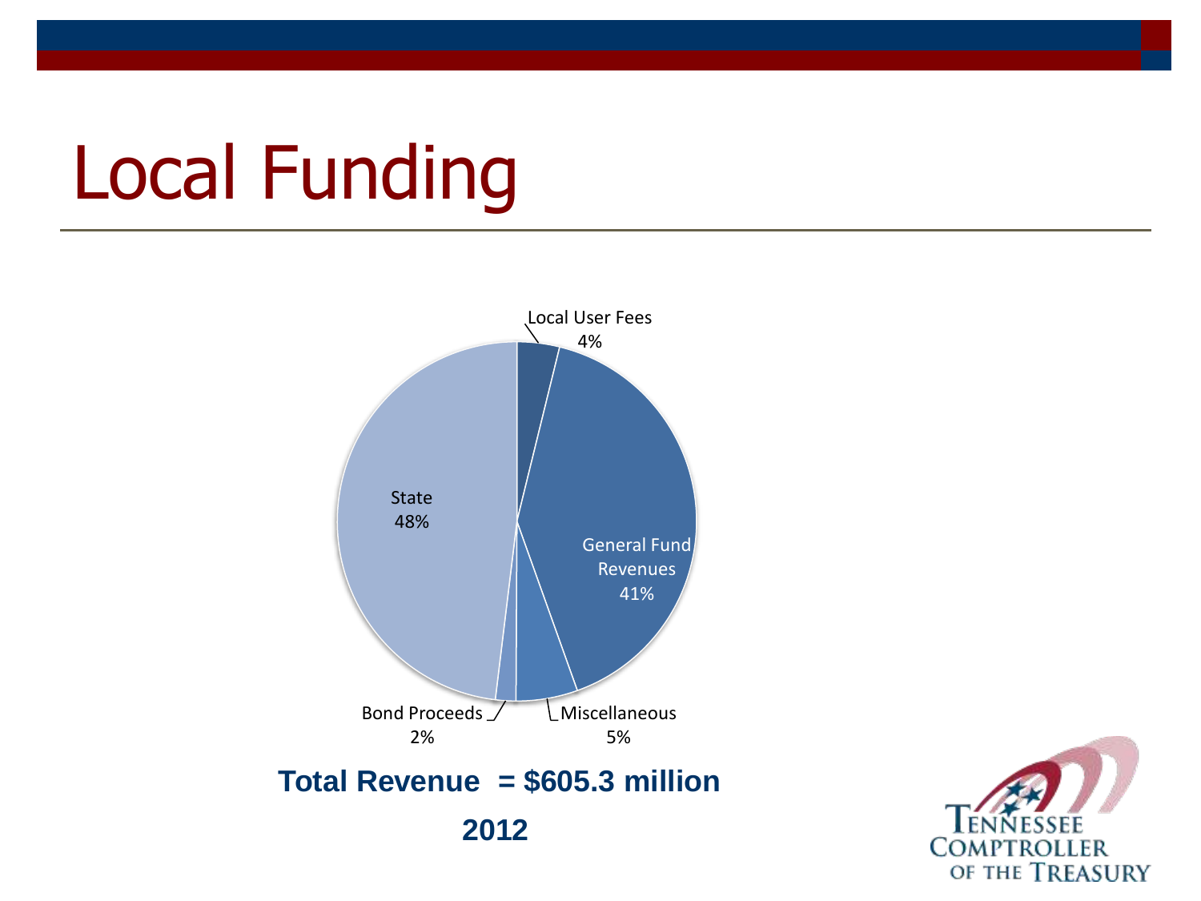# Local Funding

Local User Fees 4%

General Fund Revenues 41%

Miscellaneous 5%

Bond Proceeds 2%

State 48%

**Total Revenue = $605.3 million**

**2012**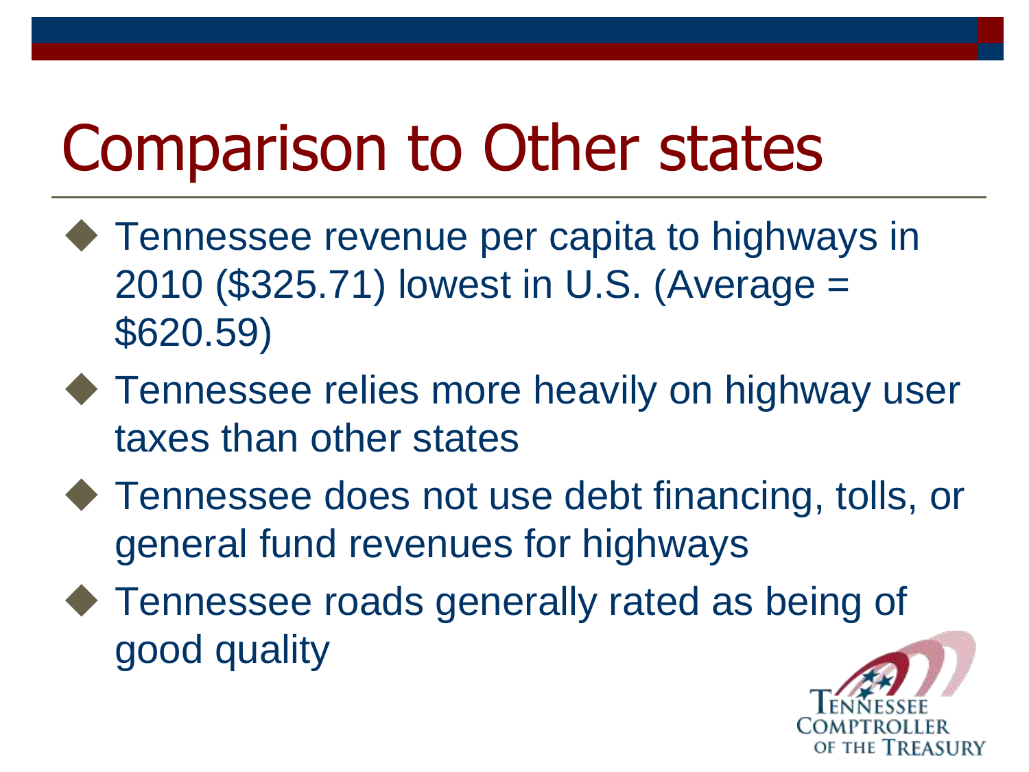# Comparison to Other states

- Tennessee revenue per capita to highways in 2010 ($325.71) lowest in U.S. (Average = $620.59)
- Tennessee relies more heavily on highway user taxes than other states
- Tennessee does not use debt financing, tolls, or general fund revenues for highways
- Tennessee roads generally rated as being of good quality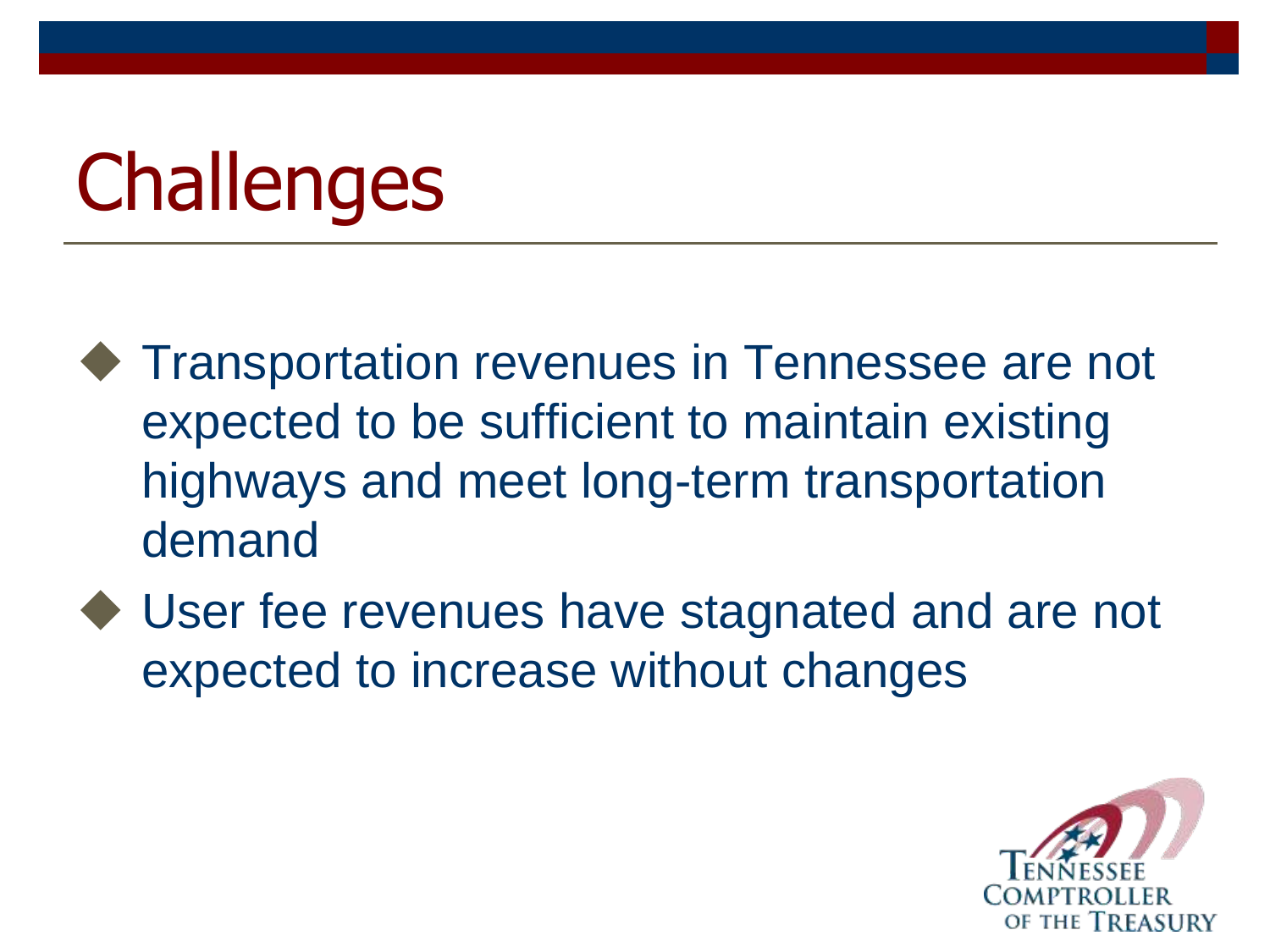# Challenges

- Transportation revenues in Tennessee are not expected to be sufficient to maintain existing highways and meet long-term transportation demand
- User fee revenues have stagnated and are not expected to increase without changes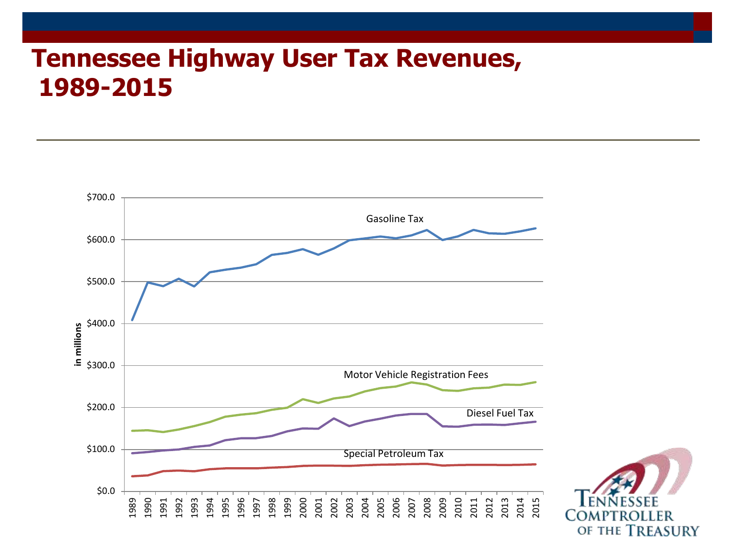# Tennessee Highway User Tax Revenues, 1989-2015

in millions

$700.0
$600.0
$500.0
$400.0
$300.0
$200.0
$100.0
$0.0

Gasoline Tax

Motor Vehicle Registration Fees

Diesel Fuel Tax

Special Petroleum Tax

1989 1990 1991 1992 1993 1994 1995 1996 1997 1998 1999 2000 2001 2002 2003 2004 2005 2006 2007 2008 2009 2010 2011 2012 2013 2014 2015

Tennessee Comptroller of the Treasury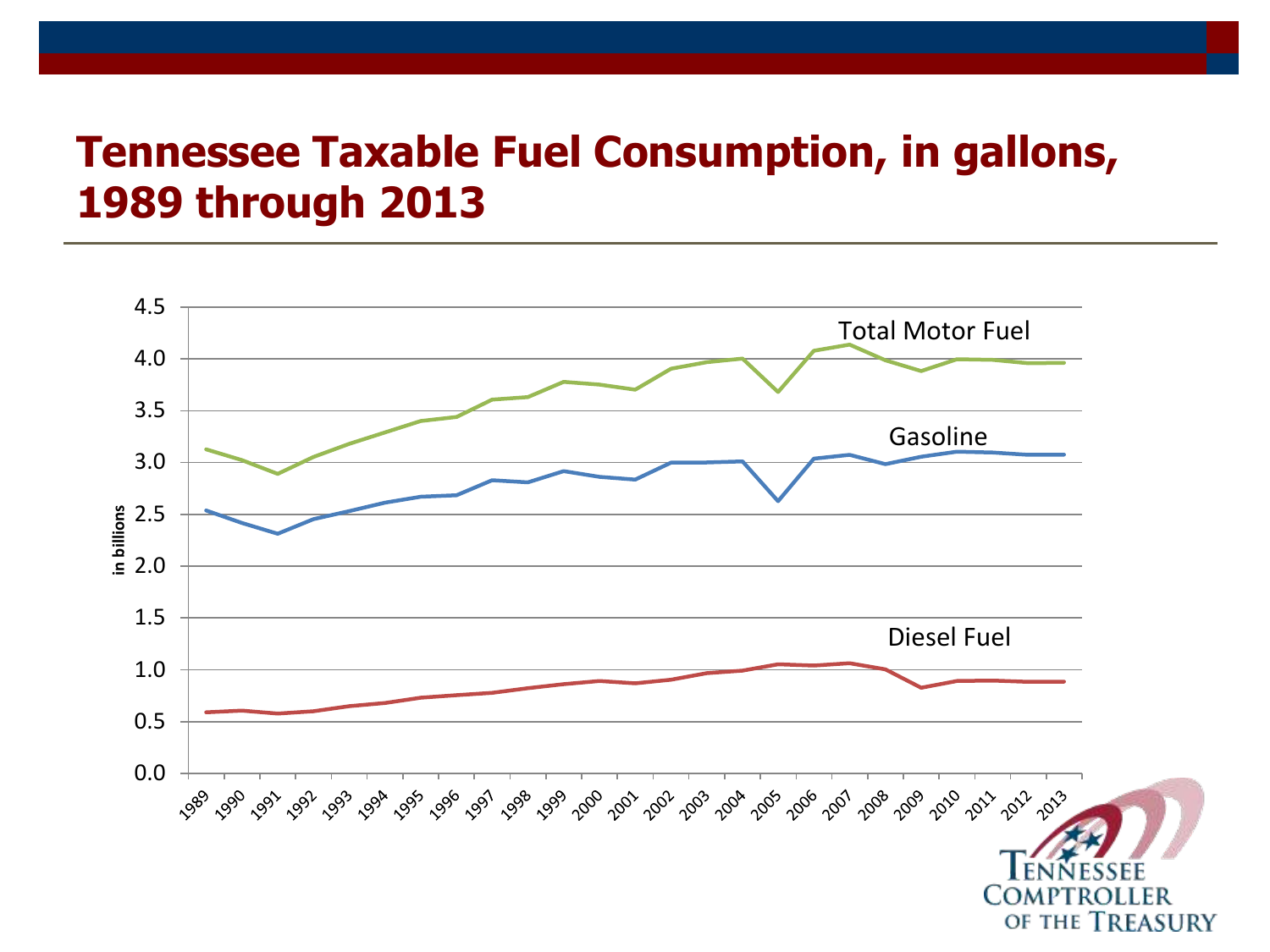# Tennessee Taxable Fuel Consumption, in gallons, 1989 through 2013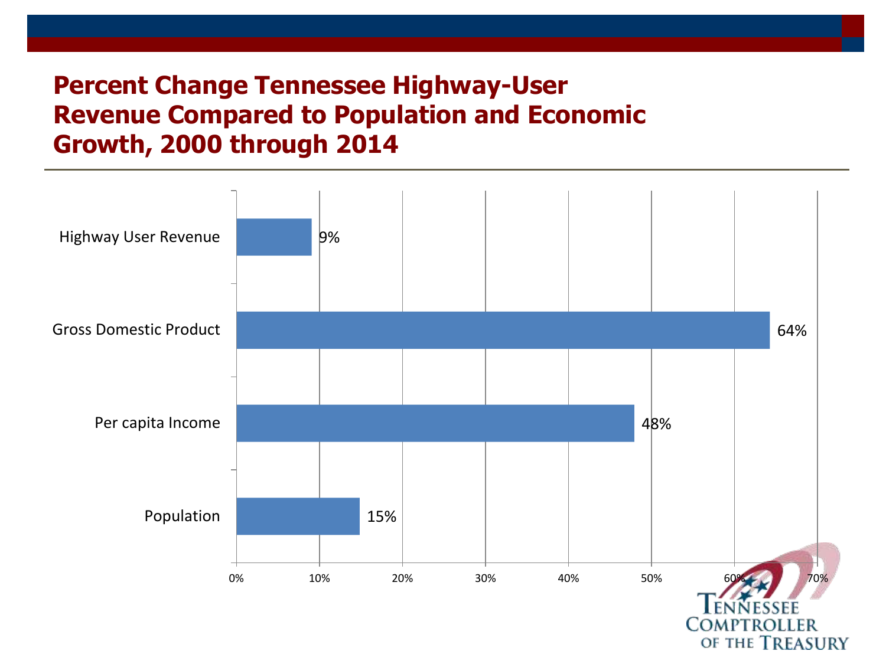# Percent Change Tennessee Highway-User Revenue Compared to Population and Economic Growth, 2000 through 2014

| Category | Percent Change |
|---|---|
| Highway User Revenue | 9% |
| Gross Domestic Product | 64% |
| Per capita Income | 48% |
| Population | 15% |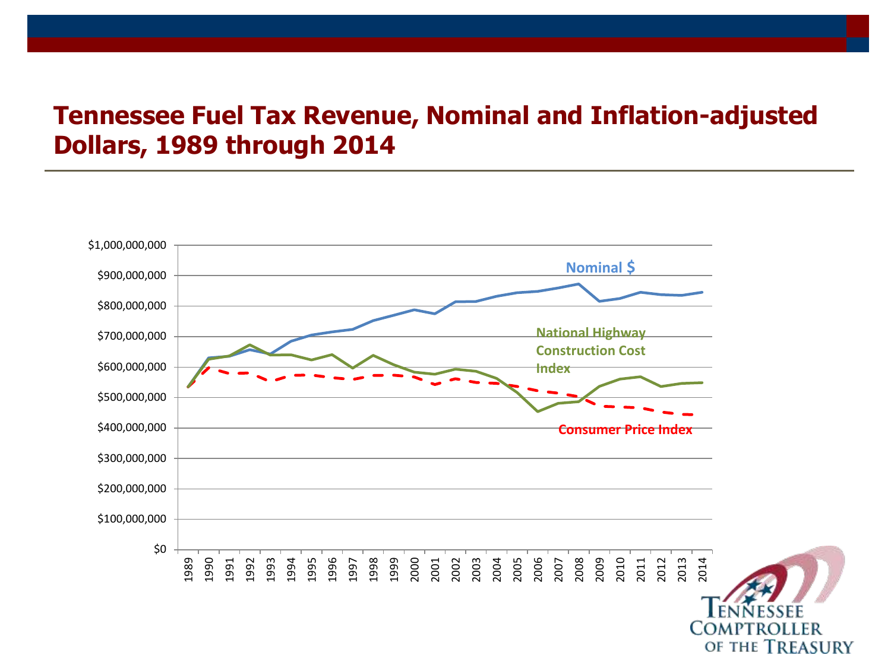# Tennessee Fuel Tax Revenue, Nominal and Inflation-adjusted Dollars, 1989 through 2014

Nominal $

National Highway Construction Cost Index

Consumer Price Index

$1,000,000,000
$900,000,000
$800,000,000
$700,000,000
$600,000,000
$500,000,000
$400,000,000
$300,000,000
$200,000,000
$100,000,000
$0

1989 1990 1991 1992 1993 1994 1995 1996 1997 1998 1999 2000 2001 2002 2003 2004 2005 2006 2007 2008 2009 2010 2011 2012 2013 2014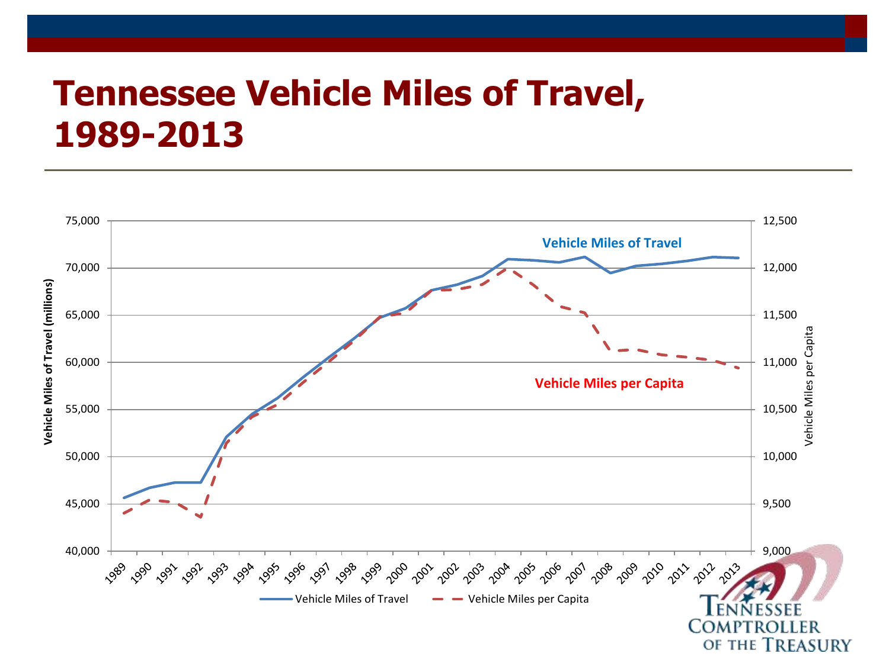# Tennessee Vehicle Miles of Travel, 1989-2013

Vehicle Miles of Travel

Vehicle Miles per Capita

Vehicle Miles of Travel (millions)

Vehicle Miles per Capita

75,000
70,000
65,000
60,000
55,000
50,000
45,000
40,000

12,500
12,000
11,500
11,000
10,500
10,000
9,500
9,000

1989 1990 1991 1992 1993 1994 1995 1996 1997 1998 1999 2000 2001 2002 2003 2004 2005 2006 2007 2008 2009 2010 2011 2012 2013

Vehicle Miles of Travel — Vehicle Miles per Capita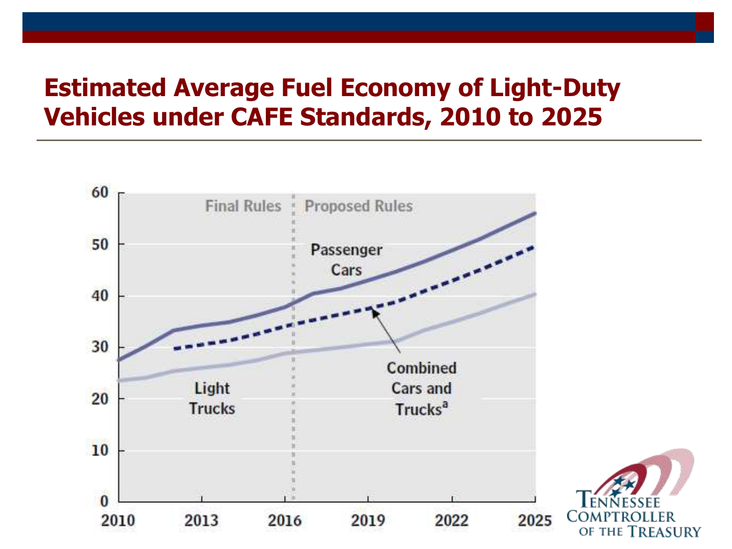# Estimated Average Fuel Economy of Light-Duty Vehicles under CAFE Standards, 2010 to 2025

Final Rules | Proposed Rules

Passenger Cars

Combined Cars and Trucks[a]

Light Trucks

60
50
40
30
20
10
0

2010 2013 2016 2019 2022 2025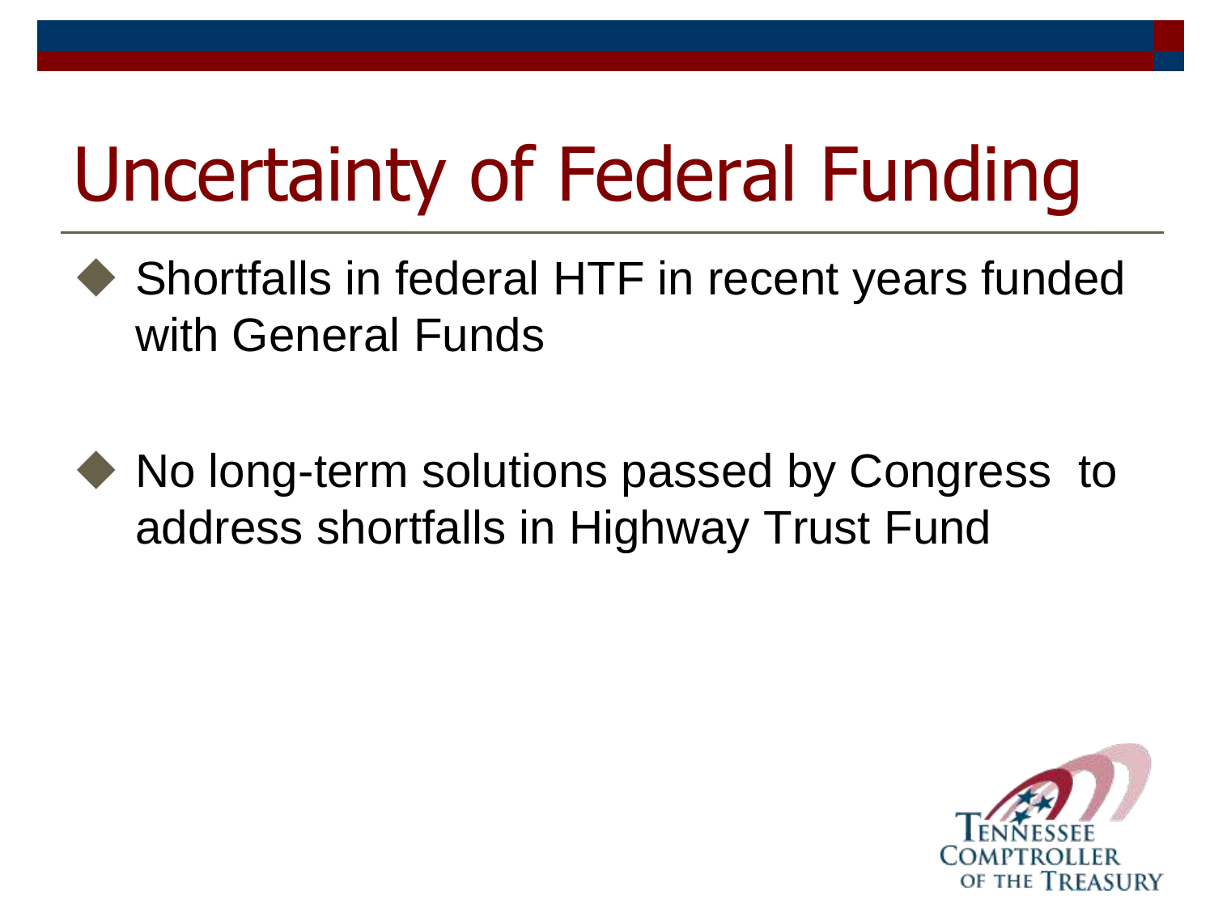# Uncertainty of Federal Funding

- Shortfalls in federal HTF in recent years funded with General Funds
- No long-term solutions passed by Congress  to address shortfalls in Highway Trust Fund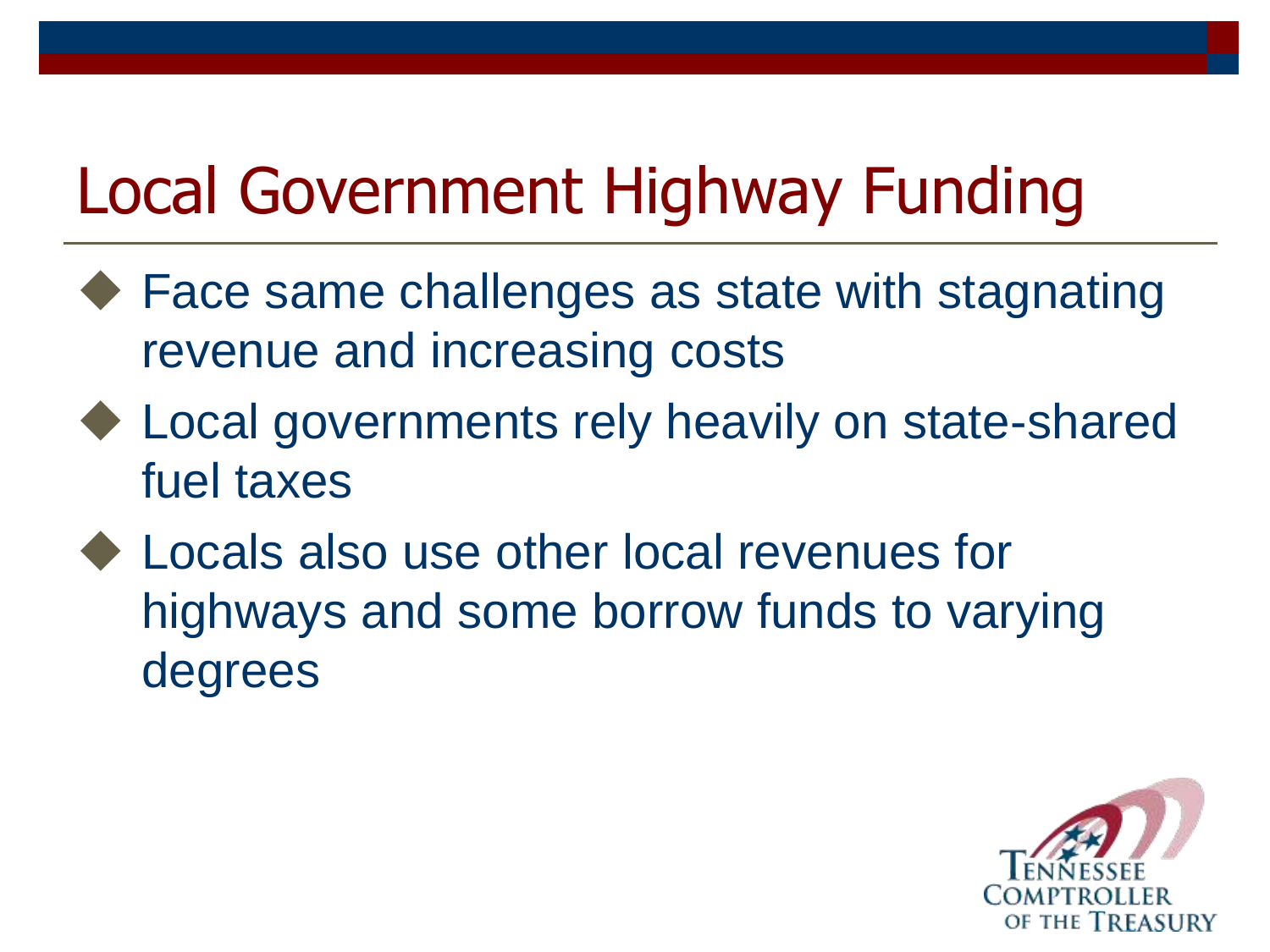# Local Government Highway Funding

- Face same challenges as state with stagnating revenue and increasing costs
- Local governments rely heavily on state-shared fuel taxes
- Locals also use other local revenues for highways and some borrow funds to varying degrees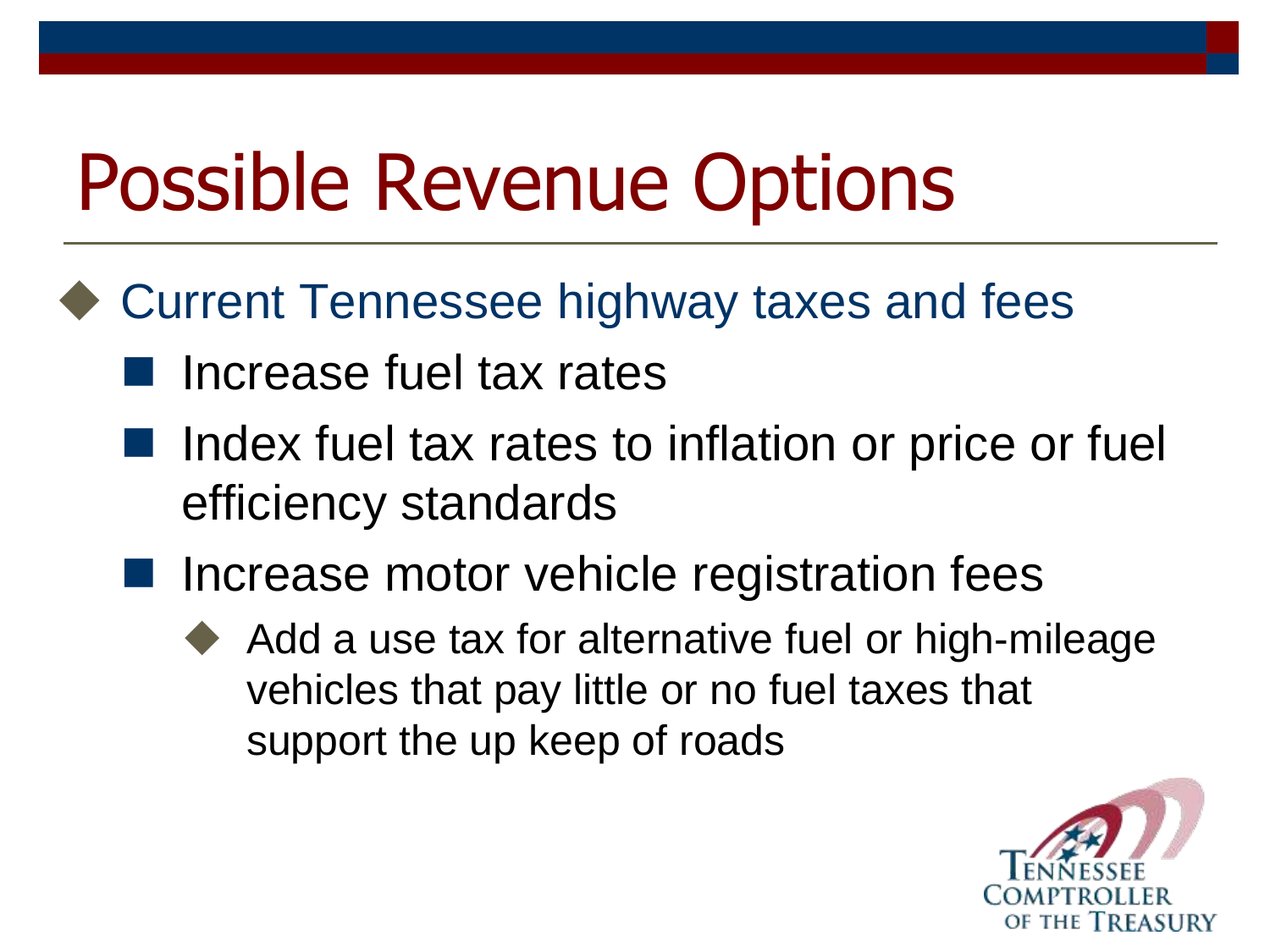# Possible Revenue Options

- Current Tennessee highway taxes and fees
  - Increase fuel tax rates
  - Index fuel tax rates to inflation or price or fuel efficiency standards
  - Increase motor vehicle registration fees
    - Add a use tax for alternative fuel or high-mileage vehicles that pay little or no fuel taxes that support the up keep of roads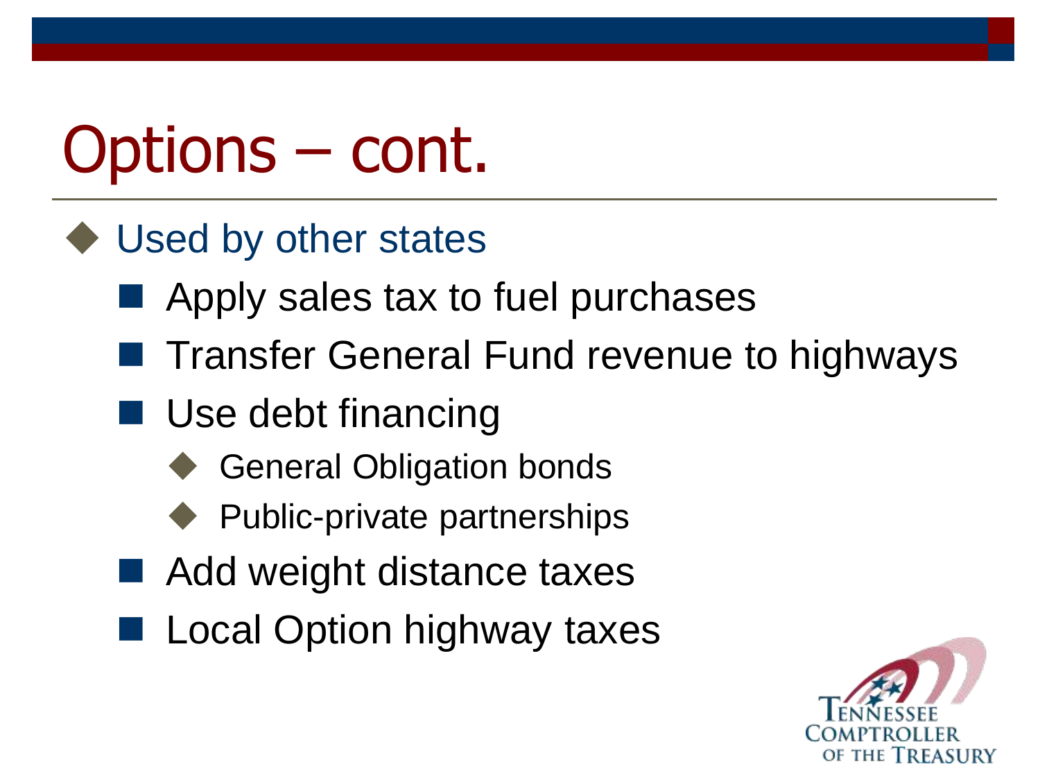# Options – cont.

- Used by other states
  - Apply sales tax to fuel purchases
  - Transfer General Fund revenue to highways
  - Use debt financing
    - General Obligation bonds
    - Public-private partnerships
  - Add weight distance taxes
  - Local Option highway taxes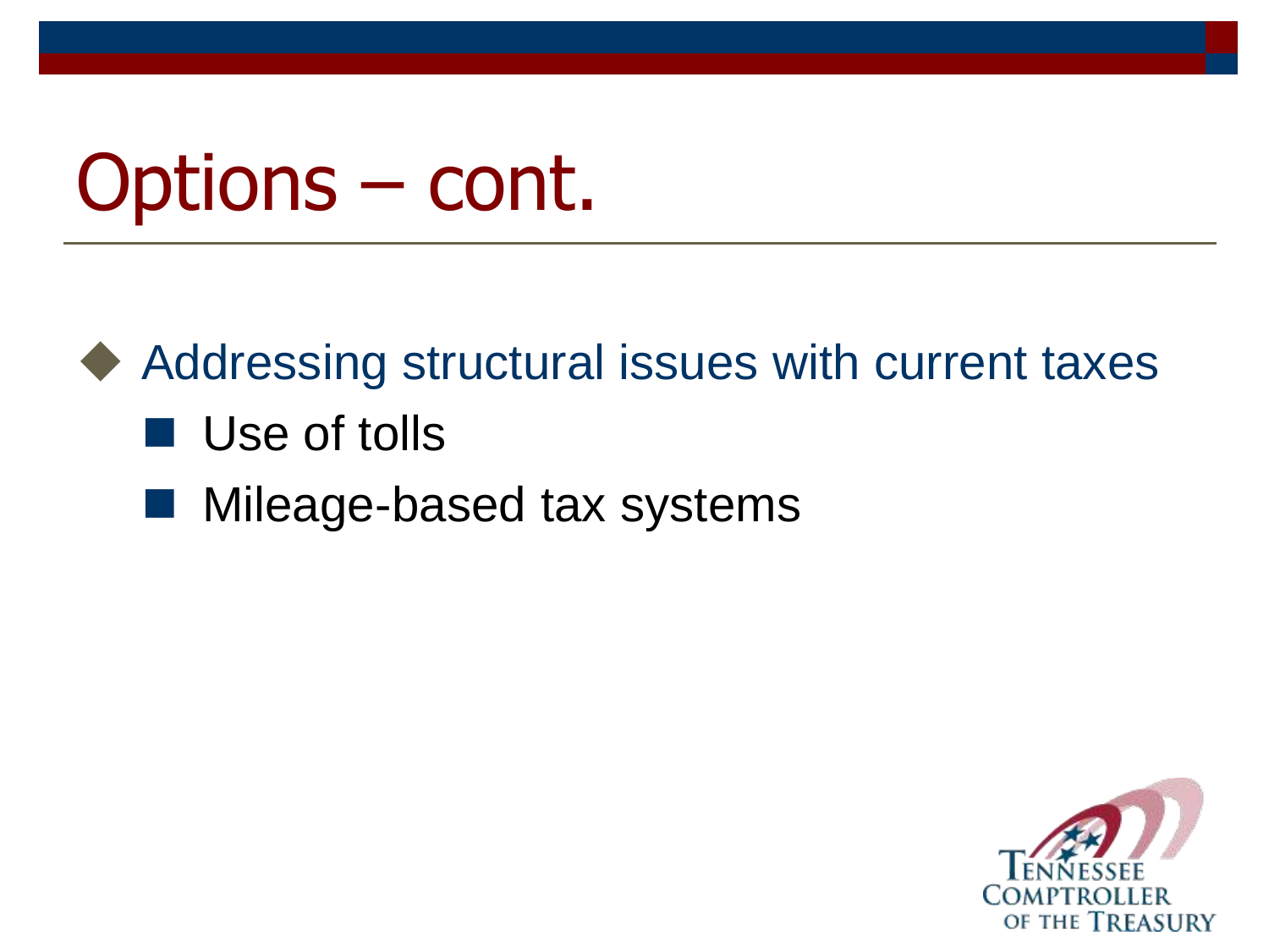# Options – cont.

- Addressing structural issues with current taxes
  - Use of tolls
  - Mileage-based tax systems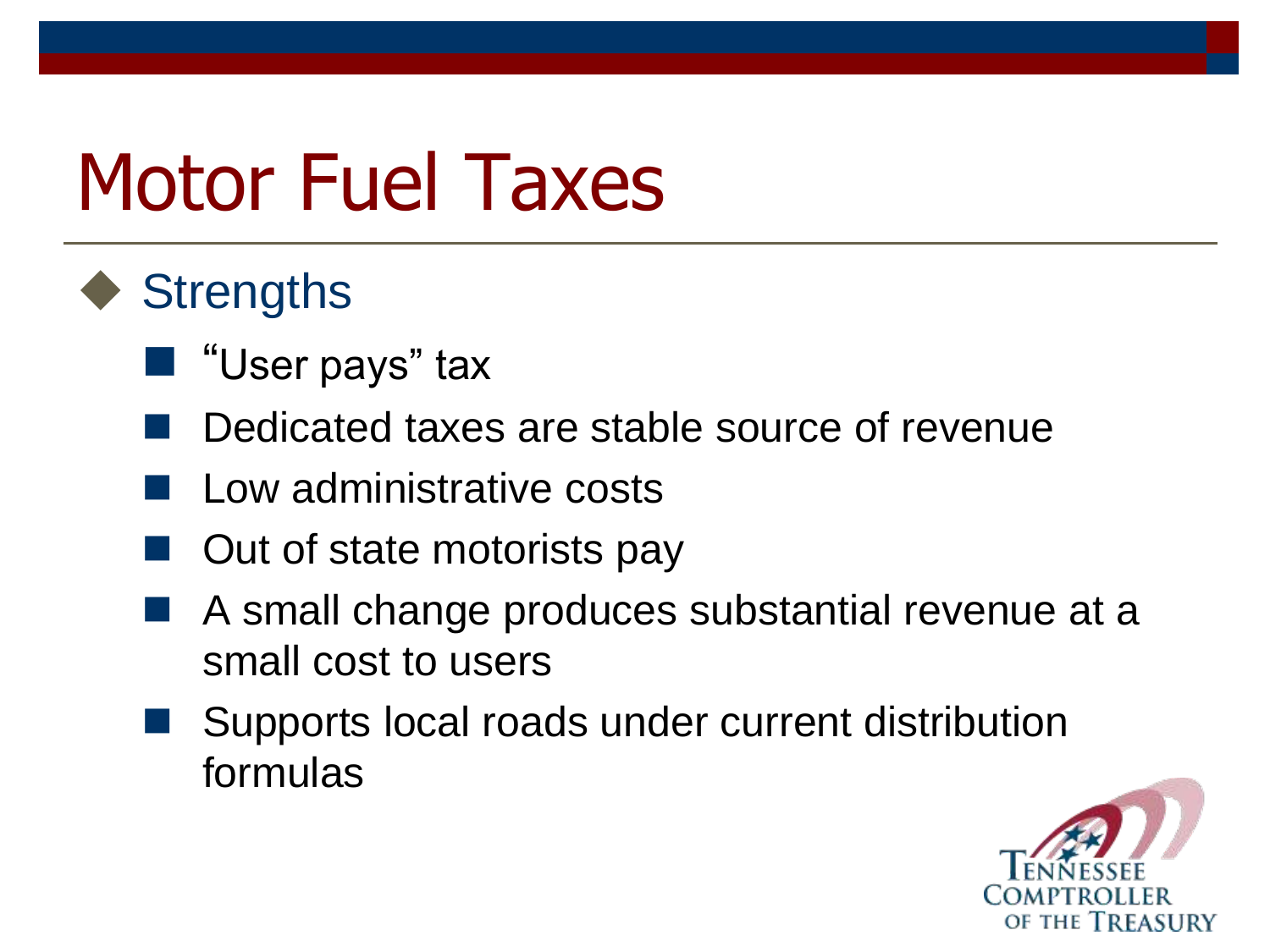# Motor Fuel Taxes

- Strengths
  - "User pays" tax
  - Dedicated taxes are stable source of revenue
  - Low administrative costs
  - Out of state motorists pay
  - A small change produces substantial revenue at a small cost to users
  - Supports local roads under current distribution formulas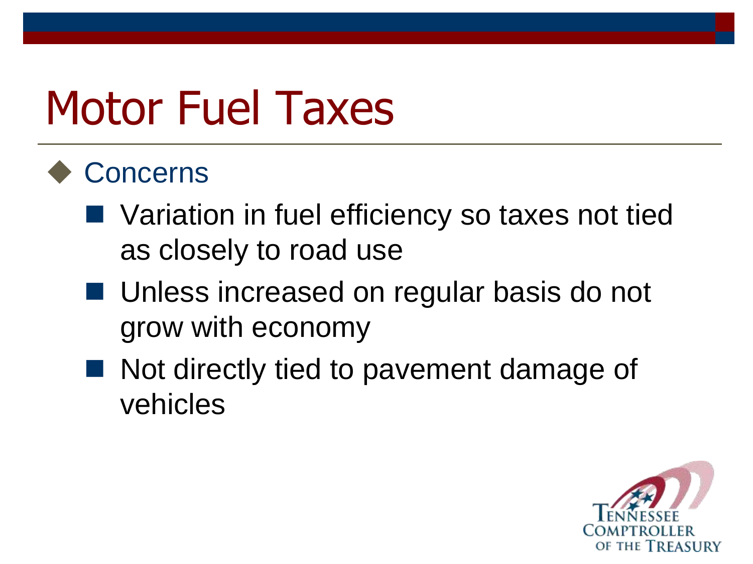# Motor Fuel Taxes

- Concerns
  - Variation in fuel efficiency so taxes not tied as closely to road use
  - Unless increased on regular basis do not grow with economy
  - Not directly tied to pavement damage of vehicles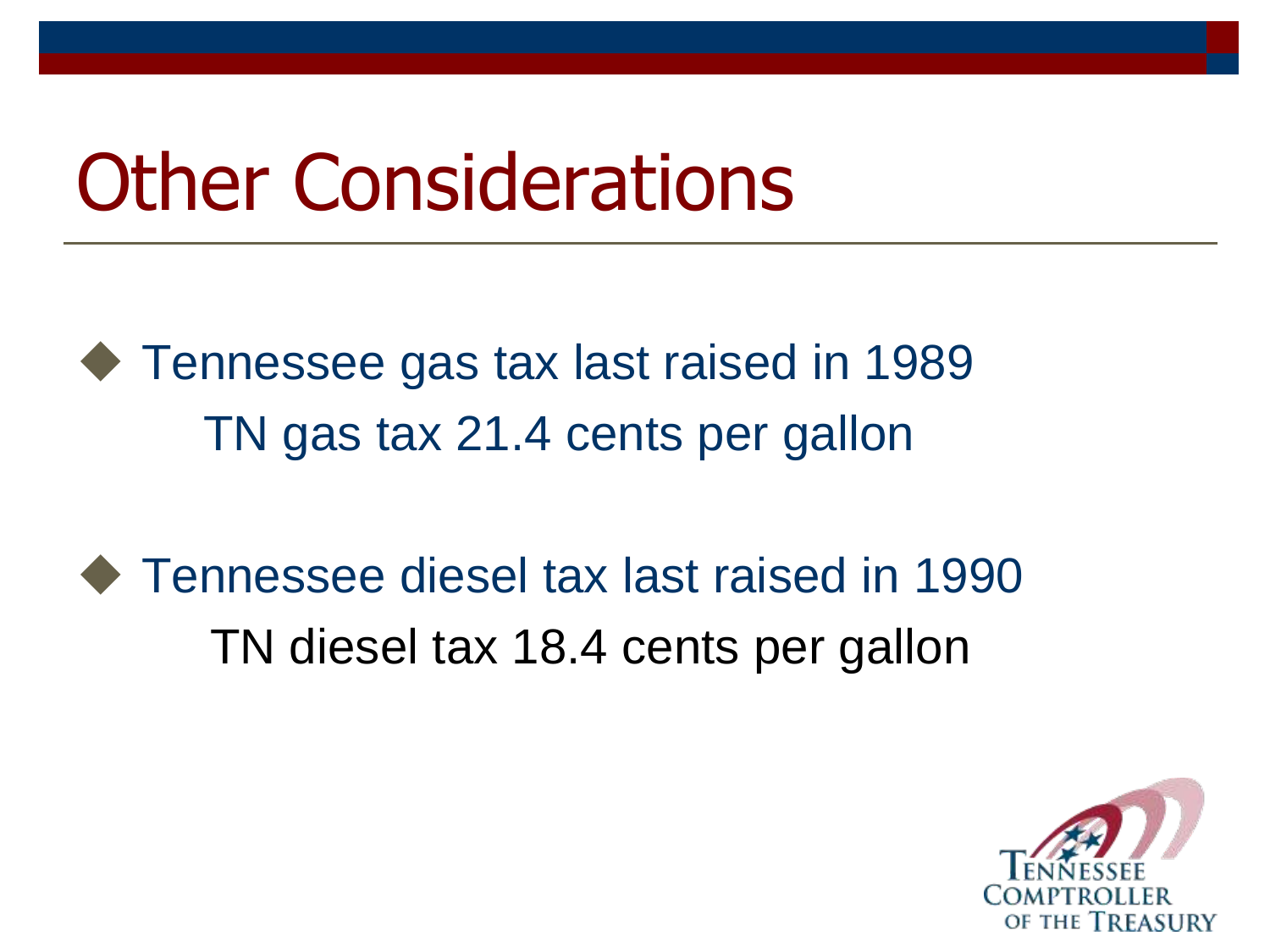# Other Considerations

- Tennessee gas tax last raised in 1989
  
  TN gas tax 21.4 cents per gallon

- Tennessee diesel tax last raised in 1990
  
  TN diesel tax 18.4 cents per gallon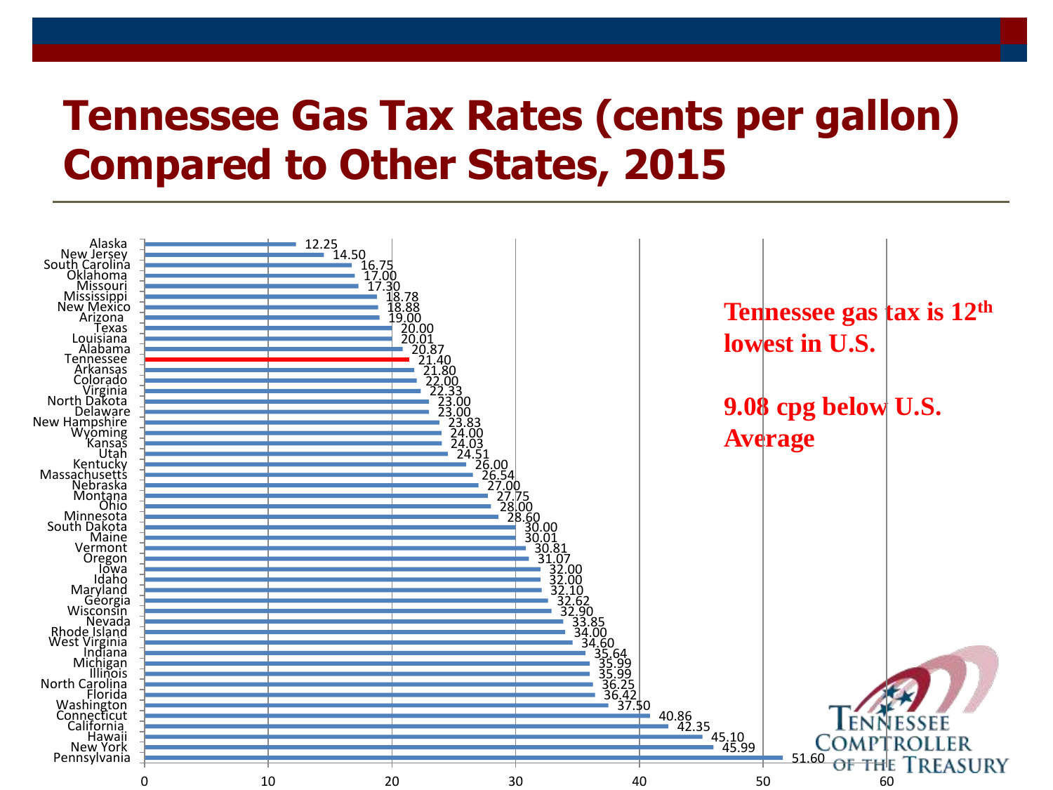# Tennessee Gas Tax Rates (cents per gallon) Compared to Other States, 2015

| State | Gas Tax Rate (cents per gallon) |
|---|---|
| Alaska | 12.25 |
| New Jersey | 14.50 |
| South Carolina | 16.75 |
| Oklahoma | 17.00 |
| Missouri | 17.30 |
| Mississippi | 18.78 |
| New Mexico | 18.88 |
| Arizona | 19.00 |
| Texas | 20.00 |
| Louisiana | 20.01 |
| Alabama | 20.87 |
| Tennessee | 21.40 |
| Arkansas | 21.80 |
| Colorado | 22.00 |
| Virginia | 22.33 |
| North Dakota | 23.00 |
| Delaware | 23.00 |
| New Hampshire | 23.83 |
| Wyoming | 24.00 |
| Kansas | 24.03 |
| Utah | 24.51 |
| Kentucky | 26.00 |
| Massachusetts | 26.54 |
| Nebraska | 27.00 |
| Montana | 27.75 |
| Ohio | 28.00 |
| Minnesota | 28.60 |
| South Dakota | 30.00 |
| Maine | 30.01 |
| Vermont | 30.81 |
| Oregon | 31.07 |
| Iowa | 32.00 |
| Idaho | 32.00 |
| Maryland | 32.10 |
| Georgia | 32.62 |
| Wisconsin | 32.90 |
| Nevada | 33.85 |
| Rhode Island | 34.00 |
| West Virginia | 34.60 |
| Indiana | 35.64 |
| Michigan | 35.99 |
| Illinois | 35.99 |
| North Carolina | 36.25 |
| Florida | 36.42 |
| Washington | 37.50 |
| Connecticut | 40.86 |
| California | 42.35 |
| Hawaii | 45.10 |
| New York | 45.99 |
| Pennsylvania | 51.60 |

**Tennessee gas tax is 12th lowest in U.S.**

**9.08 cpg below U.S. Average**

Tennessee Comptroller of the Treasury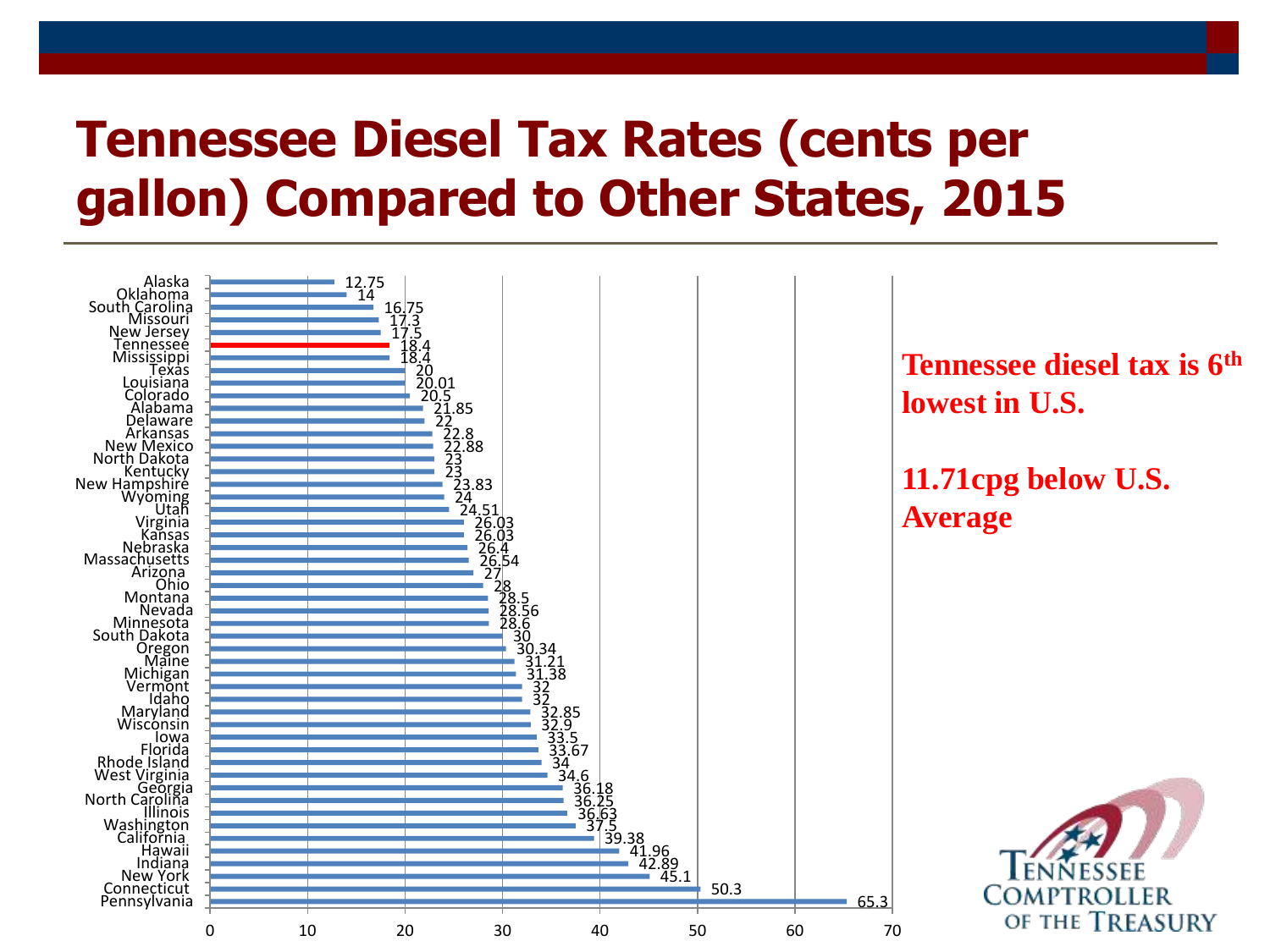# Tennessee Diesel Tax Rates (cents per gallon) Compared to Other States, 2015

| State | Diesel Tax Rate (cents per gallon) |
|---|---|
| Alaska | 12.75 |
| Oklahoma | 14 |
| South Carolina | 16.75 |
| Missouri | 17.3 |
| New Jersey | 17.5 |
| Tennessee | 18.4 |
| Mississippi | 18.4 |
| Texas | 20 |
| Louisiana | 20.01 |
| Colorado | 20.5 |
| Alabama | 21.85 |
| Delaware | 22 |
| Arkansas | 22.8 |
| New Mexico | 22.88 |
| North Dakota | 23 |
| Kentucky | 23 |
| New Hampshire | 23.83 |
| Wyoming | 24 |
| Utah | 24.51 |
| Virginia | 26.03 |
| Kansas | 26.03 |
| Nebraska | 26.4 |
| Massachusetts | 26.54 |
| Arizona | 27 |
| Ohio | 28 |
| Montana | 28.5 |
| Nevada | 28.56 |
| Minnesota | 28.6 |
| South Dakota | 30 |
| Oregon | 30.34 |
| Maine | 31.21 |
| Michigan | 31.38 |
| Vermont | 32 |
| Idaho | 32 |
| Maryland | 32.85 |
| Wisconsin | 32.9 |
| Iowa | 33.5 |
| Florida | 33.67 |
| Rhode Island | 34 |
| West Virginia | 34.6 |
| Georgia | 36.18 |
| North Carolina | 36.25 |
| Illinois | 36.63 |
| Washington | 37.5 |
| California | 39.38 |
| Hawaii | 41.96 |
| Indiana | 42.89 |
| New York | 45.1 |
| Connecticut | 50.3 |
| Pennsylvania | 65.3 |

**Tennessee diesel tax is 6th lowest in U.S.**

**11.71cpg below U.S. Average**

Tennessee Comptroller of the Treasury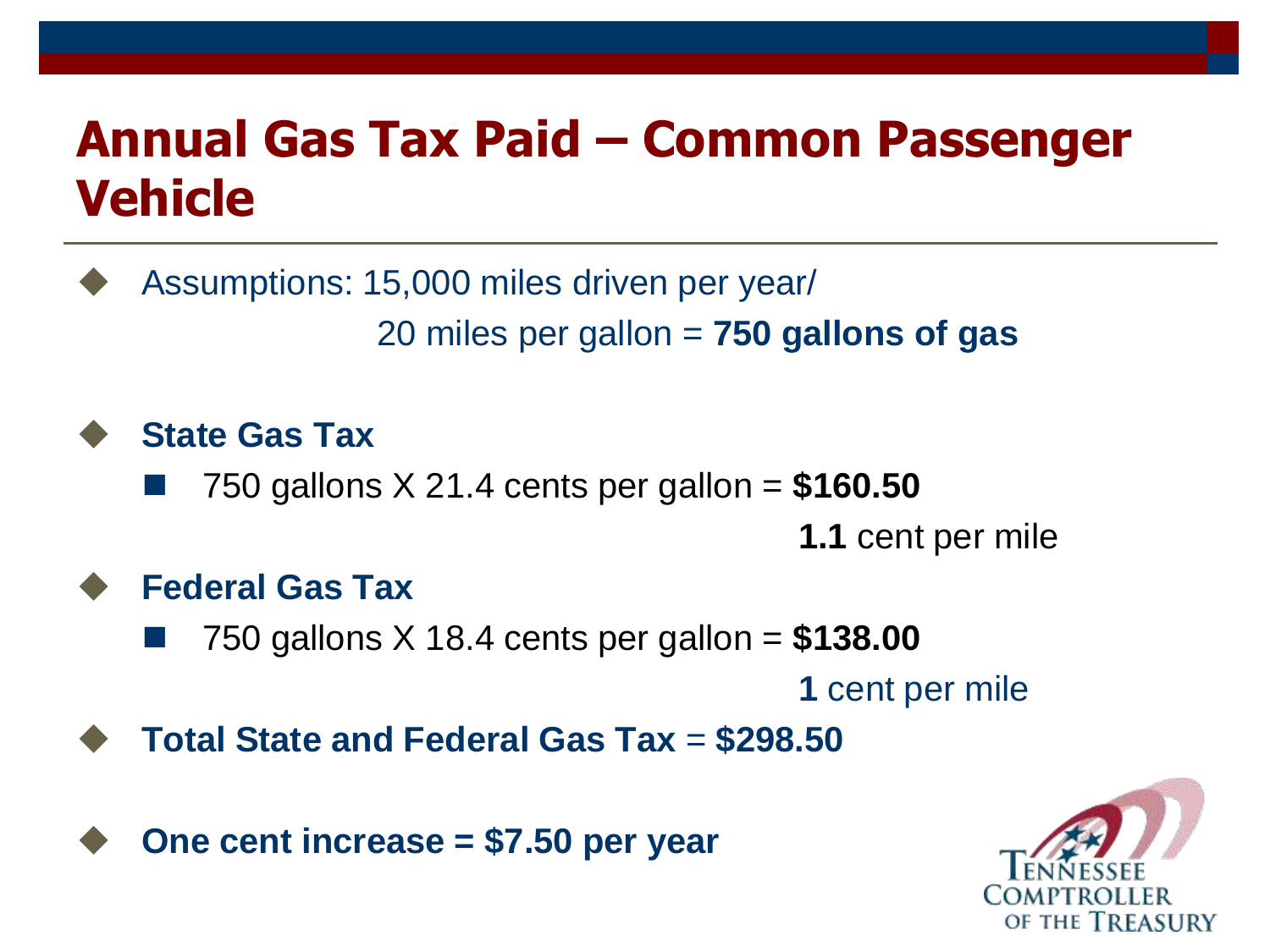# Annual Gas Tax Paid – Common Passenger Vehicle

- Assumptions: 15,000 miles driven per year/
  20 miles per gallon = **750 gallons of gas**

- **State Gas Tax**
  - 750 gallons X 21.4 cents per gallon = **$160.50**
    **1.1** cent per mile

- **Federal Gas Tax**
  - 750 gallons X 18.4 cents per gallon = **$138.00**
    **1** cent per mile

- **Total State and Federal Gas Tax** = **$298.50**

- **One cent increase = $7.50 per year**

Tennessee Comptroller of the Treasury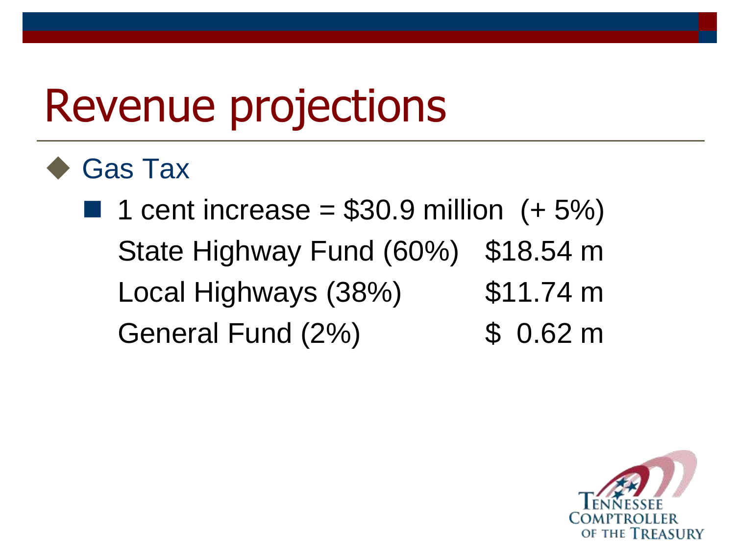# Revenue projections

- Gas Tax
  - 1 cent increase = $30.9 million (+ 5%)

| | |
|---|---|
| State Highway Fund (60%) | $18.54 m |
| Local Highways (38%) | $11.74 m |
| General Fund (2%) | $ 0.62 m |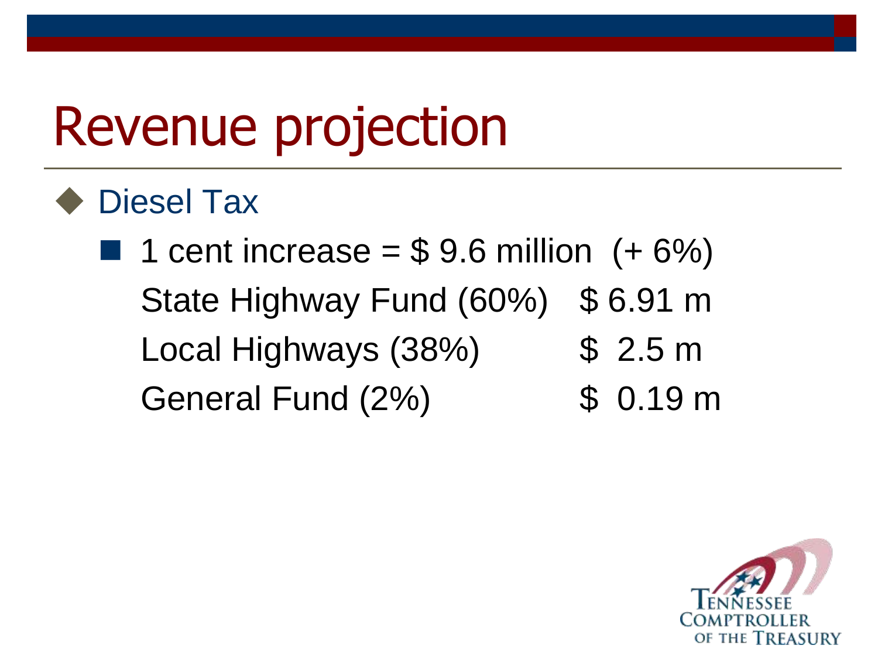# Revenue projection

- Diesel Tax
  - 1 cent increase = $ 9.6 million (+ 6%)

    State Highway Fund (60%) $ 6.91 m

    Local Highways (38%) $ 2.5 m

    General Fund (2%) $ 0.19 m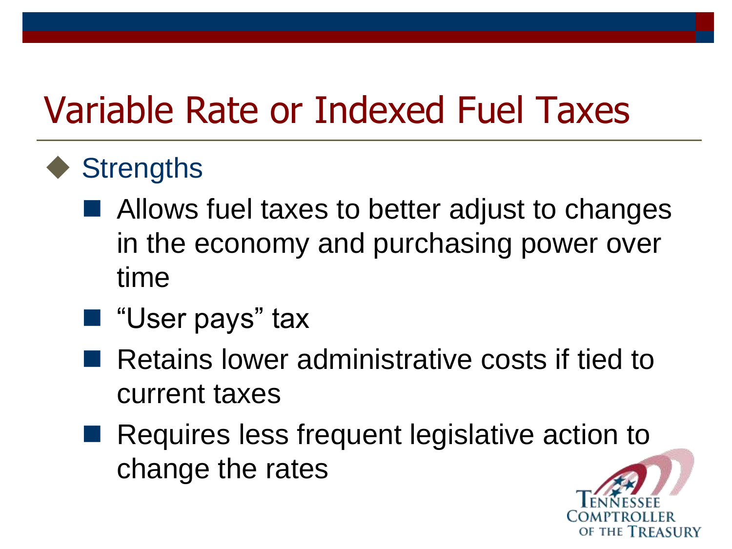# Variable Rate or Indexed Fuel Taxes

- Strengths
  - Allows fuel taxes to better adjust to changes in the economy and purchasing power over time
  - "User pays" tax
  - Retains lower administrative costs if tied to current taxes
  - Requires less frequent legislative action to change the rates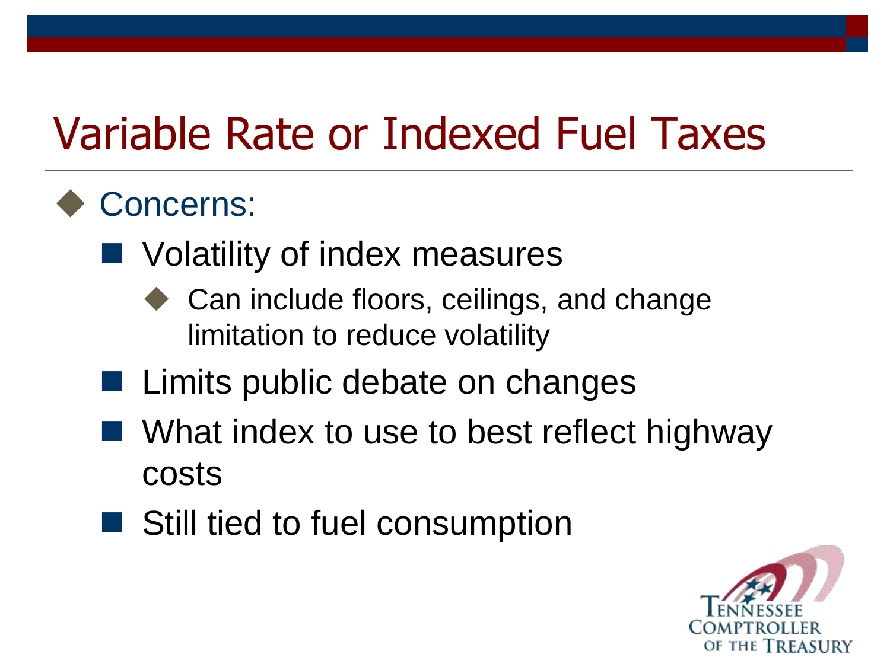# Variable Rate or Indexed Fuel Taxes

- Concerns:
  - Volatility of index measures
    - Can include floors, ceilings, and change limitation to reduce volatility
  - Limits public debate on changes
  - What index to use to best reflect highway costs
  - Still tied to fuel consumption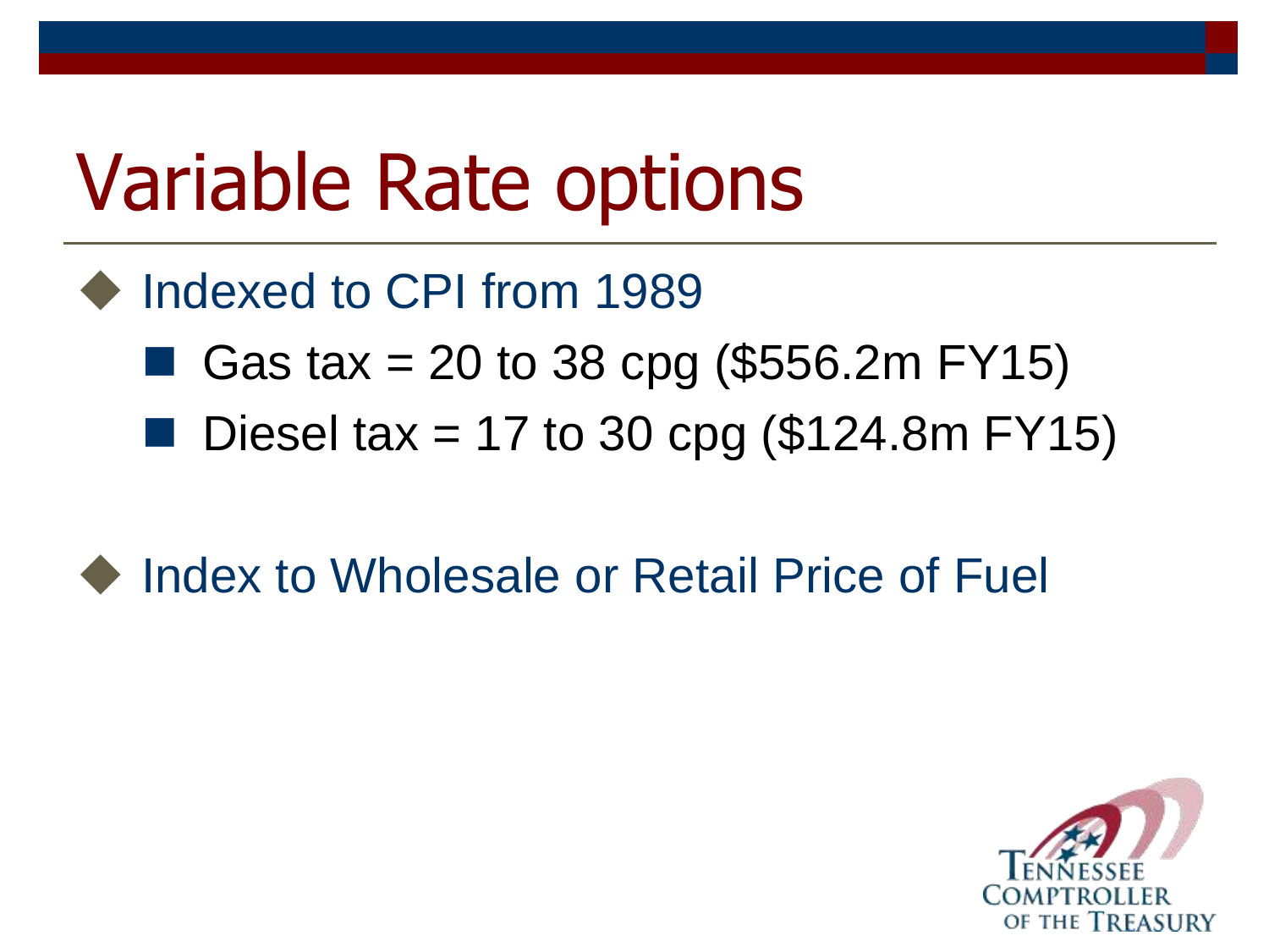# Variable Rate options

- Indexed to CPI from 1989
  - Gas tax = 20 to 38 cpg ($556.2m FY15)
  - Diesel tax = 17 to 30 cpg ($124.8m FY15)

- Index to Wholesale or Retail Price of Fuel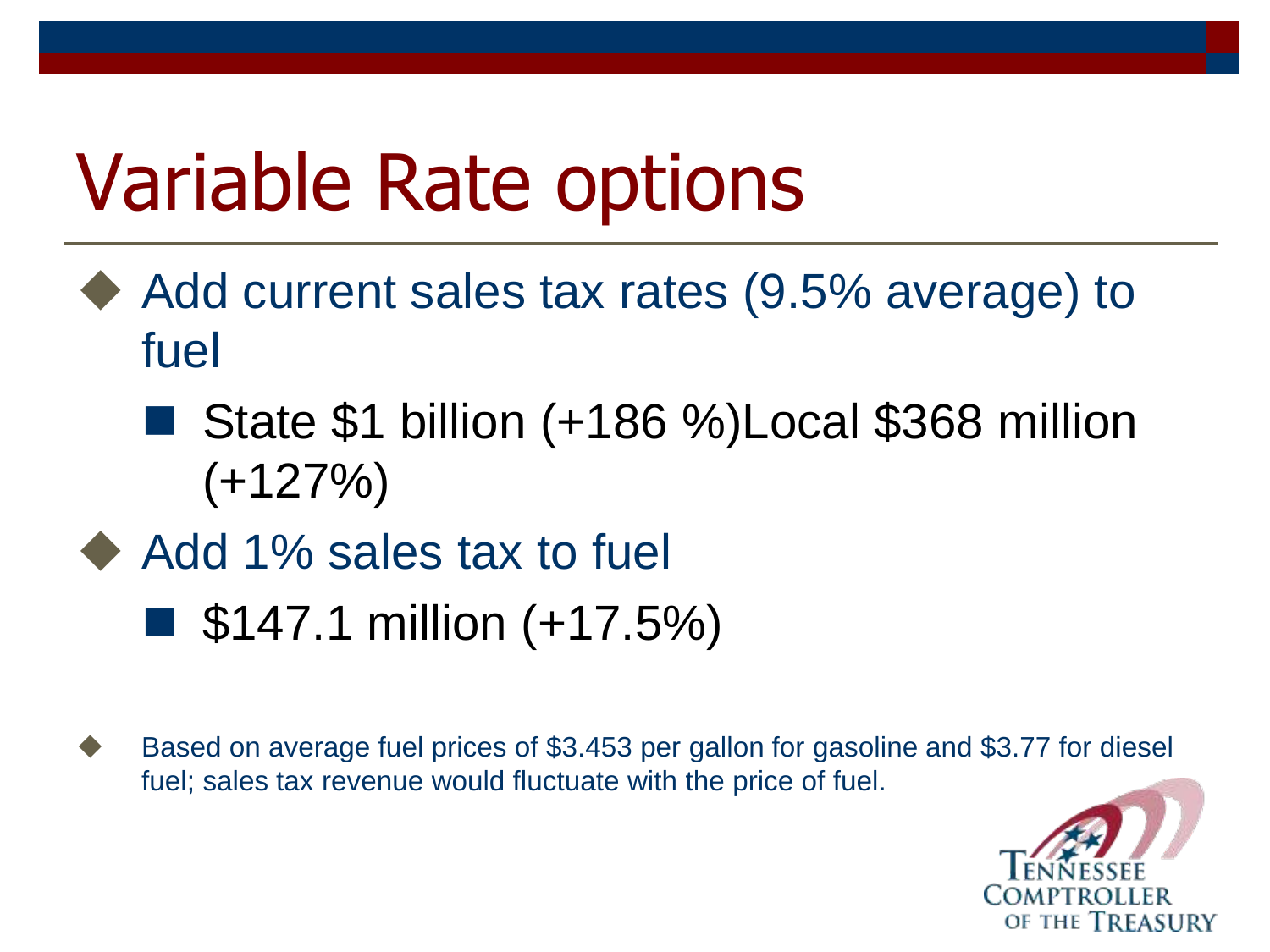# Variable Rate options

- Add current sales tax rates (9.5% average) to fuel
  - State $1 billion (+186 %)Local $368 million (+127%)
- Add 1% sales tax to fuel
  - $147.1 million (+17.5%)

- Based on average fuel prices of $3.453 per gallon for gasoline and $3.77 for diesel fuel; sales tax revenue would fluctuate with the price of fuel.

Tennessee Comptroller of the Treasury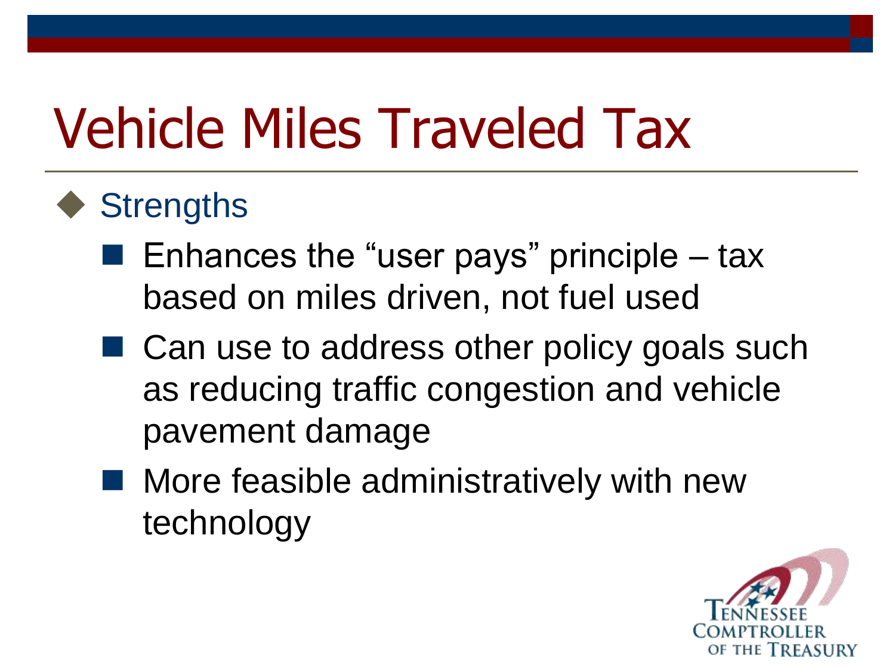# Vehicle Miles Traveled Tax

- Strengths
  - Enhances the "user pays" principle – tax based on miles driven, not fuel used
  - Can use to address other policy goals such as reducing traffic congestion and vehicle pavement damage
  - More feasible administratively with new technology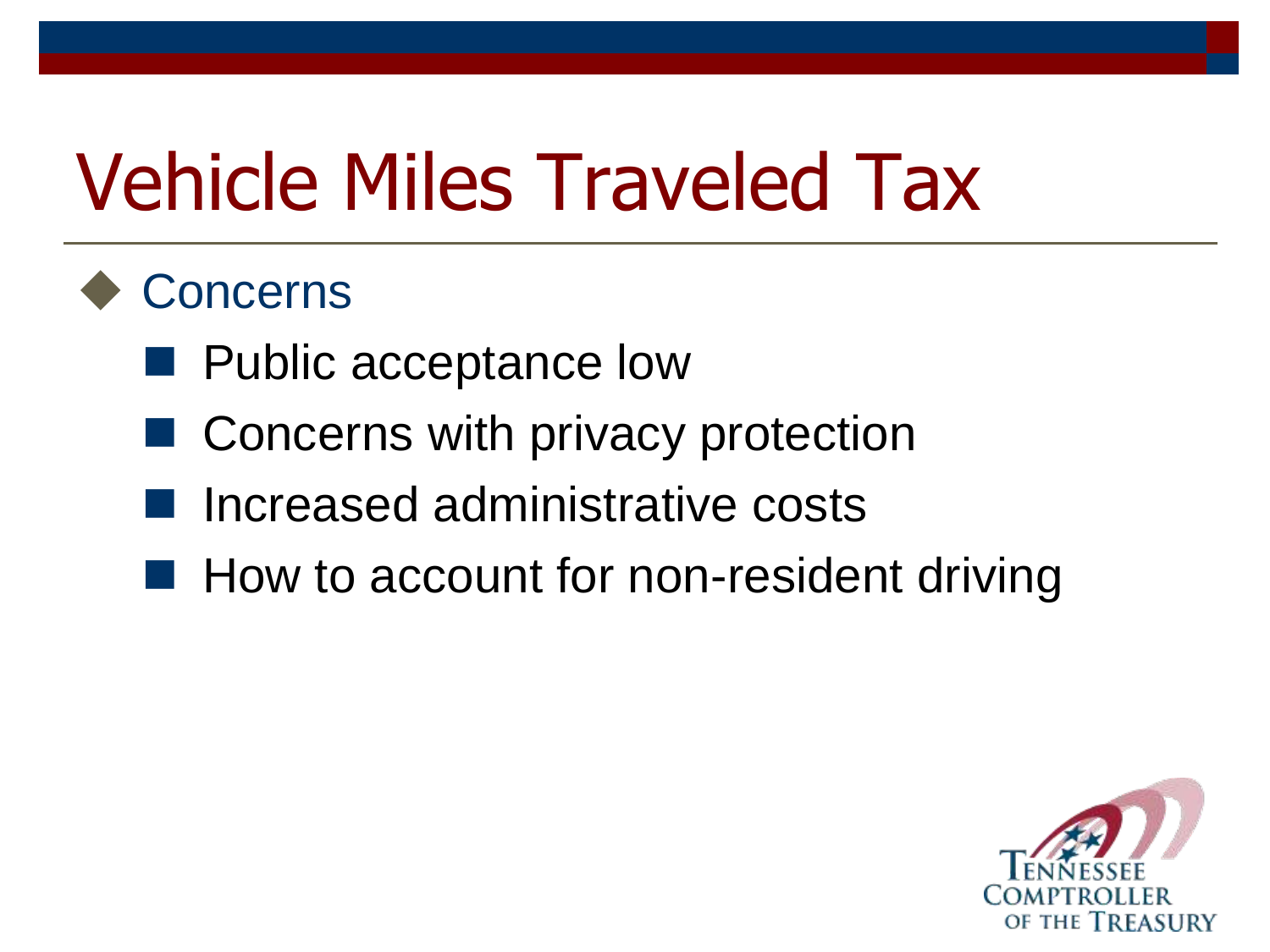# Vehicle Miles Traveled Tax

- Concerns
  - Public acceptance low
  - Concerns with privacy protection
  - Increased administrative costs
  - How to account for non-resident driving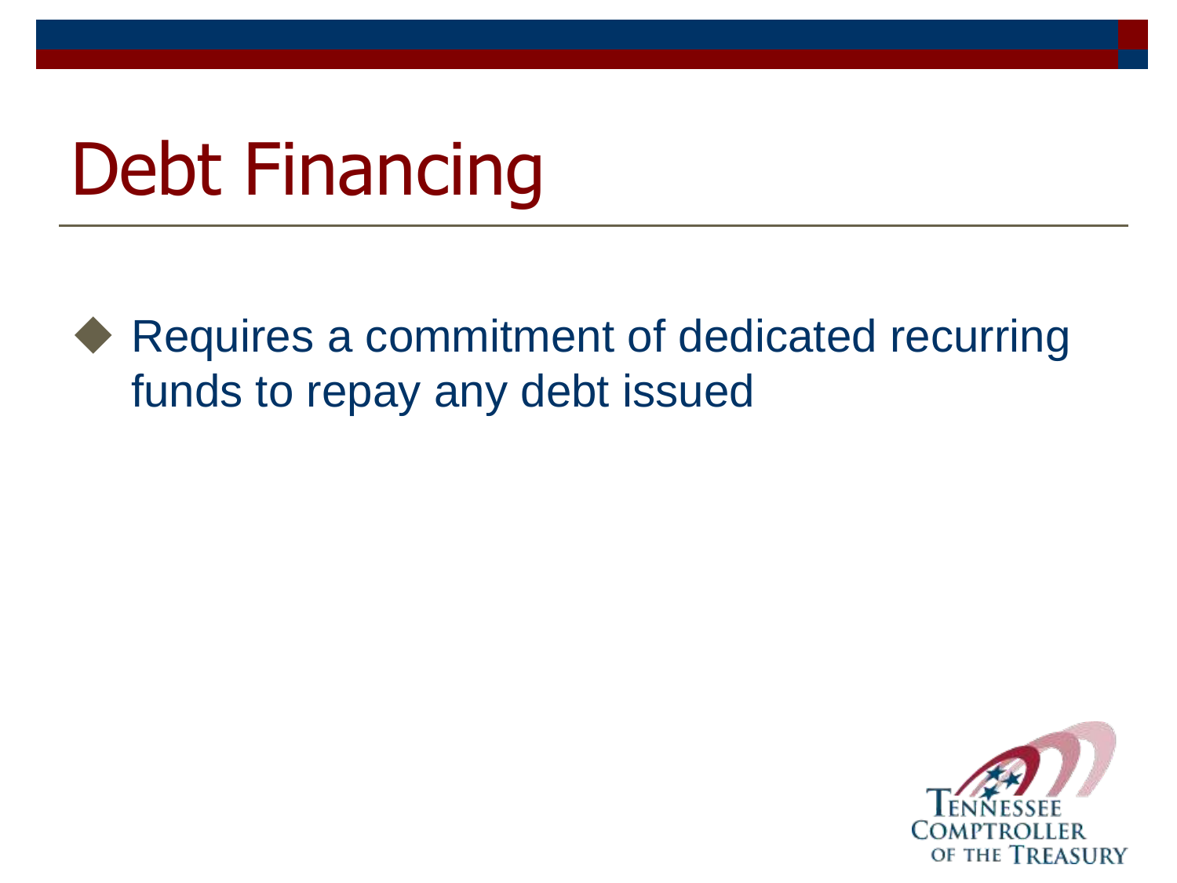# Debt Financing

- Requires a commitment of dedicated recurring funds to repay any debt issued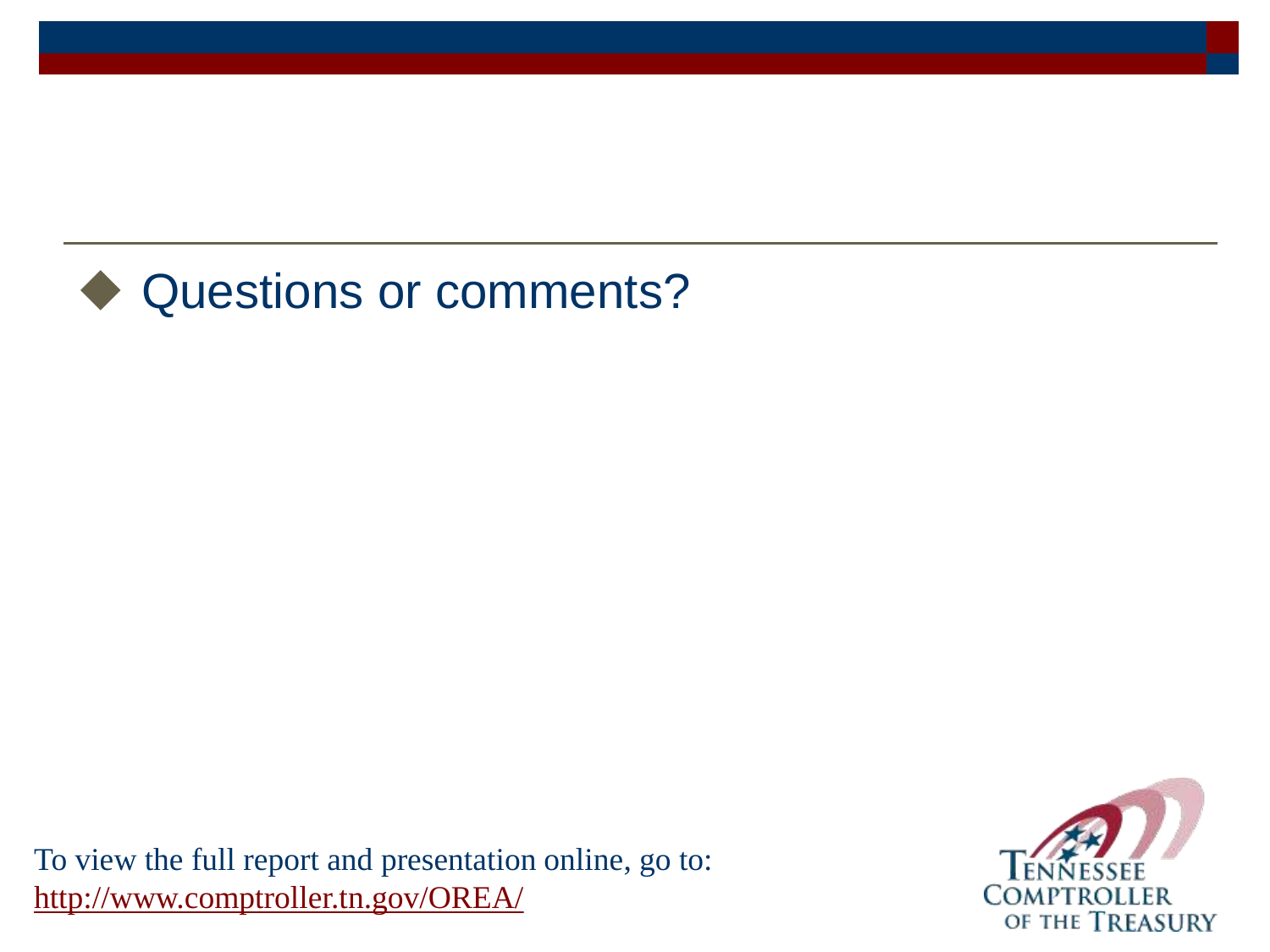- Questions or comments?

To view the full report and presentation online, go to:
[http://www.comptroller.tn.gov/OREA/](http://www.comptroller.tn.gov/OREA/)

Tennessee Comptroller of the Treasury